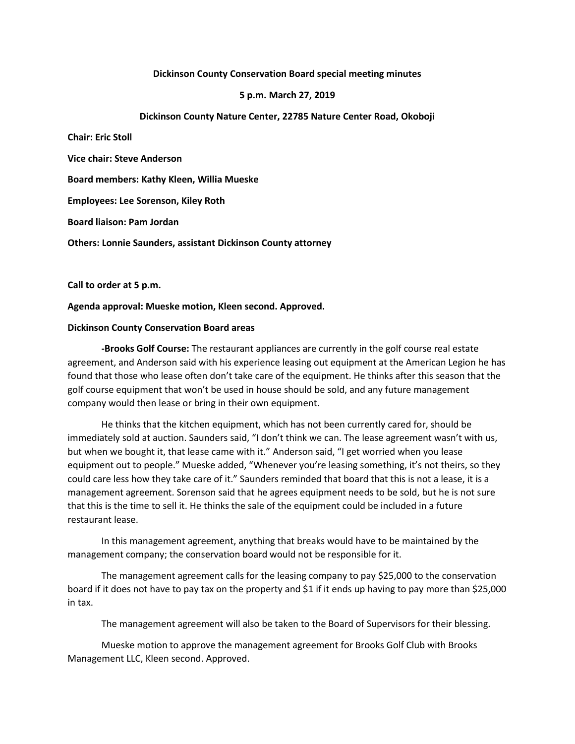**Dickinson County Conservation Board special meeting minutes**

**5 p.m. March 27, 2019**

**Dickinson County Nature Center, 22785 Nature Center Road, Okoboji**

**Chair: Eric Stoll**

**Vice chair: Steve Anderson**

**Board members: Kathy Kleen, Willia Mueske**

**Employees: Lee Sorenson, Kiley Roth**

**Board liaison: Pam Jordan**

**Others: Lonnie Saunders, assistant Dickinson County attorney**

**Call to order at 5 p.m.**

**Agenda approval: Mueske motion, Kleen second. Approved.**

**Dickinson County Conservation Board areas**

**-Brooks Golf Course:** The restaurant appliances are currently in the golf course real estate agreement, and Anderson said with his experience leasing out equipment at the American Legion he has found that those who lease often don't take care of the equipment. He thinks after this season that the golf course equipment that won't be used in house should be sold, and any future management company would then lease or bring in their own equipment.

He thinks that the kitchen equipment, which has not been currently cared for, should be immediately sold at auction. Saunders said, "I don't think we can. The lease agreement wasn't with us, but when we bought it, that lease came with it." Anderson said, "I get worried when you lease equipment out to people." Mueske added, "Whenever you're leasing something, it's not theirs, so they could care less how they take care of it." Saunders reminded that board that this is not a lease, it is a management agreement. Sorenson said that he agrees equipment needs to be sold, but he is not sure that this is the time to sell it. He thinks the sale of the equipment could be included in a future restaurant lease.

In this management agreement, anything that breaks would have to be maintained by the management company; the conservation board would not be responsible for it.

The management agreement calls for the leasing company to pay $25,000 to the conservation board if it does not have to pay tax on the property and $1 if it ends up having to pay more than $25,000 in tax.

The management agreement will also be taken to the Board of Supervisors for their blessing.

Mueske motion to approve the management agreement for Brooks Golf Club with Brooks Management LLC, Kleen second. Approved.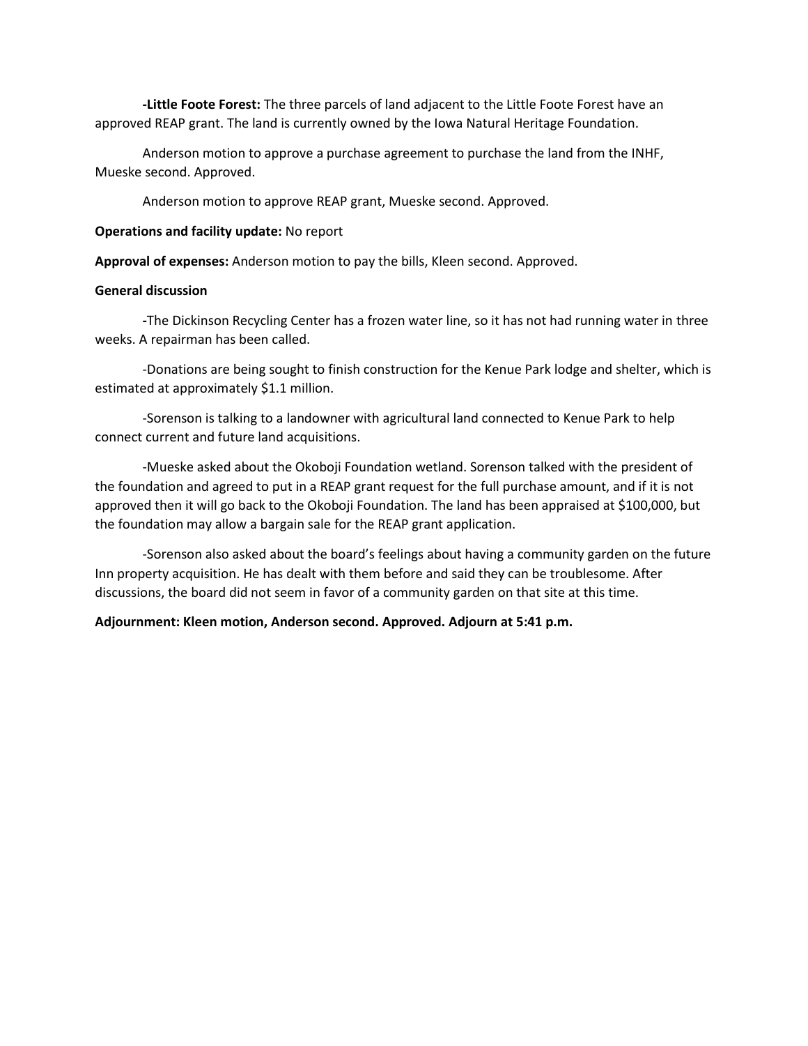**-Little Foote Forest:** The three parcels of land adjacent to the Little Foote Forest have an approved REAP grant. The land is currently owned by the Iowa Natural Heritage Foundation.

Anderson motion to approve a purchase agreement to purchase the land from the INHF, Mueske second. Approved.

Anderson motion to approve REAP grant, Mueske second. Approved.

**Operations and facility update:** No report

**Approval of expenses:** Anderson motion to pay the bills, Kleen second. Approved.

**General discussion**

-The Dickinson Recycling Center has a frozen water line, so it has not had running water in three weeks. A repairman has been called.

-Donations are being sought to finish construction for the Kenue Park lodge and shelter, which is estimated at approximately $1.1 million.

-Sorenson is talking to a landowner with agricultural land connected to Kenue Park to help connect current and future land acquisitions.

-Mueske asked about the Okoboji Foundation wetland. Sorenson talked with the president of the foundation and agreed to put in a REAP grant request for the full purchase amount, and if it is not approved then it will go back to the Okoboji Foundation. The land has been appraised at $100,000, but the foundation may allow a bargain sale for the REAP grant application.

-Sorenson also asked about the board's feelings about having a community garden on the future Inn property acquisition. He has dealt with them before and said they can be troublesome. After discussions, the board did not seem in favor of a community garden on that site at this time.

**Adjournment: Kleen motion, Anderson second. Approved. Adjourn at 5:41 p.m.**